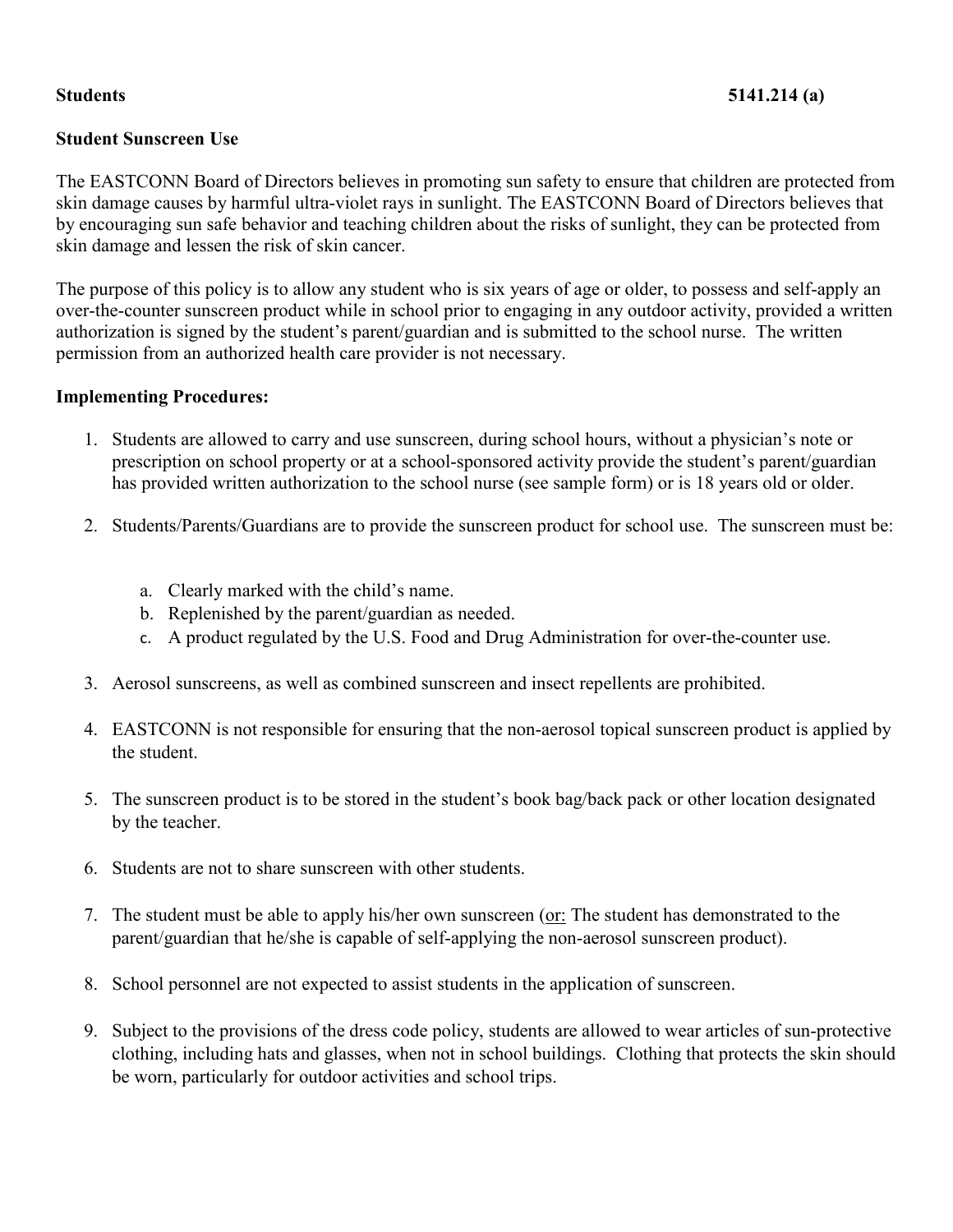**Students** **5141.214 (a)**

**Student Sunscreen Use**

The EASTCONN Board of Directors believes in promoting sun safety to ensure that children are protected from skin damage causes by harmful ultra-violet rays in sunlight. The EASTCONN Board of Directors believes that by encouraging sun safe behavior and teaching children about the risks of sunlight, they can be protected from skin damage and lessen the risk of skin cancer.

The purpose of this policy is to allow any student who is six years of age or older, to possess and self-apply an over-the-counter sunscreen product while in school prior to engaging in any outdoor activity, provided a written authorization is signed by the student's parent/guardian and is submitted to the school nurse. The written permission from an authorized health care provider is not necessary.

**Implementing Procedures:**

1. Students are allowed to carry and use sunscreen, during school hours, without a physician's note or prescription on school property or at a school-sponsored activity provide the student's parent/guardian has provided written authorization to the school nurse (see sample form) or is 18 years old or older.

2. Students/Parents/Guardians are to provide the sunscreen product for school use. The sunscreen must be:

   a. Clearly marked with the child's name.
   b. Replenished by the parent/guardian as needed.
   c. A product regulated by the U.S. Food and Drug Administration for over-the-counter use.

3. Aerosol sunscreens, as well as combined sunscreen and insect repellents are prohibited.

4. EASTCONN is not responsible for ensuring that the non-aerosol topical sunscreen product is applied by the student.

5. The sunscreen product is to be stored in the student's book bag/back pack or other location designated by the teacher.

6. Students are not to share sunscreen with other students.

7. The student must be able to apply his/her own sunscreen (<u>or:</u> The student has demonstrated to the parent/guardian that he/she is capable of self-applying the non-aerosol sunscreen product).

8. School personnel are not expected to assist students in the application of sunscreen.

9. Subject to the provisions of the dress code policy, students are allowed to wear articles of sun-protective clothing, including hats and glasses, when not in school buildings. Clothing that protects the skin should be worn, particularly for outdoor activities and school trips.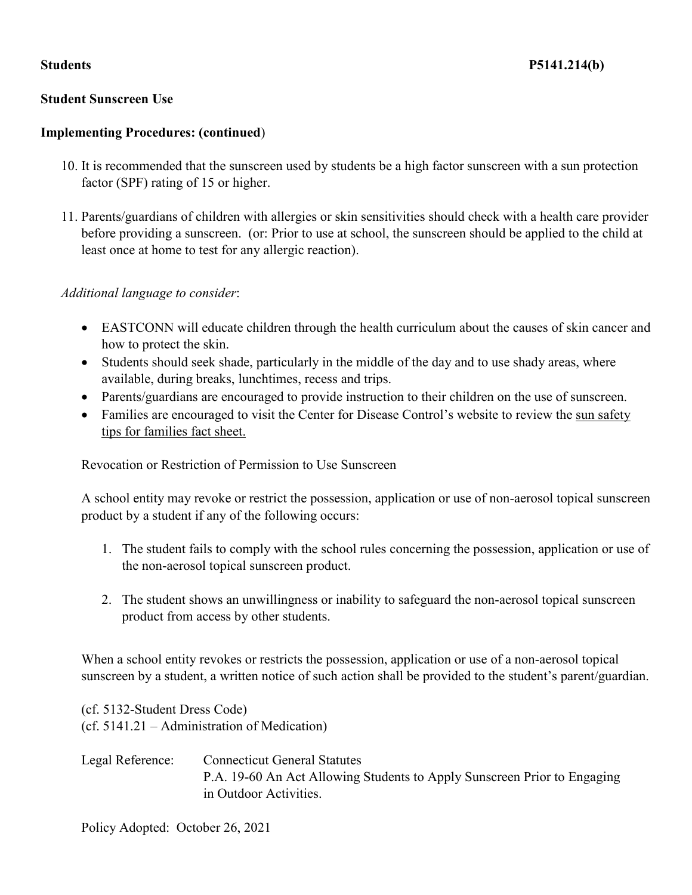**Students** **P5141.214(b)**

**Student Sunscreen Use**

**Implementing Procedures: (continued)**

10. It is recommended that the sunscreen used by students be a high factor sunscreen with a sun protection factor (SPF) rating of 15 or higher.

11. Parents/guardians of children with allergies or skin sensitivities should check with a health care provider before providing a sunscreen. (or: Prior to use at school, the sunscreen should be applied to the child at least once at home to test for any allergic reaction).

*Additional language to consider*:

- EASTCONN will educate children through the health curriculum about the causes of skin cancer and how to protect the skin.
- Students should seek shade, particularly in the middle of the day and to use shady areas, where available, during breaks, lunchtimes, recess and trips.
- Parents/guardians are encouraged to provide instruction to their children on the use of sunscreen.
- Families are encouraged to visit the Center for Disease Control's website to review the sun safety tips for families fact sheet.

Revocation or Restriction of Permission to Use Sunscreen

A school entity may revoke or restrict the possession, application or use of non-aerosol topical sunscreen product by a student if any of the following occurs:

1. The student fails to comply with the school rules concerning the possession, application or use of the non-aerosol topical sunscreen product.

2. The student shows an unwillingness or inability to safeguard the non-aerosol topical sunscreen product from access by other students.

When a school entity revokes or restricts the possession, application or use of a non-aerosol topical sunscreen by a student, a written notice of such action shall be provided to the student's parent/guardian.

(cf. 5132-Student Dress Code)
(cf. 5141.21 – Administration of Medication)

Legal Reference: Connecticut General Statutes
P.A. 19-60 An Act Allowing Students to Apply Sunscreen Prior to Engaging in Outdoor Activities.

Policy Adopted: October 26, 2021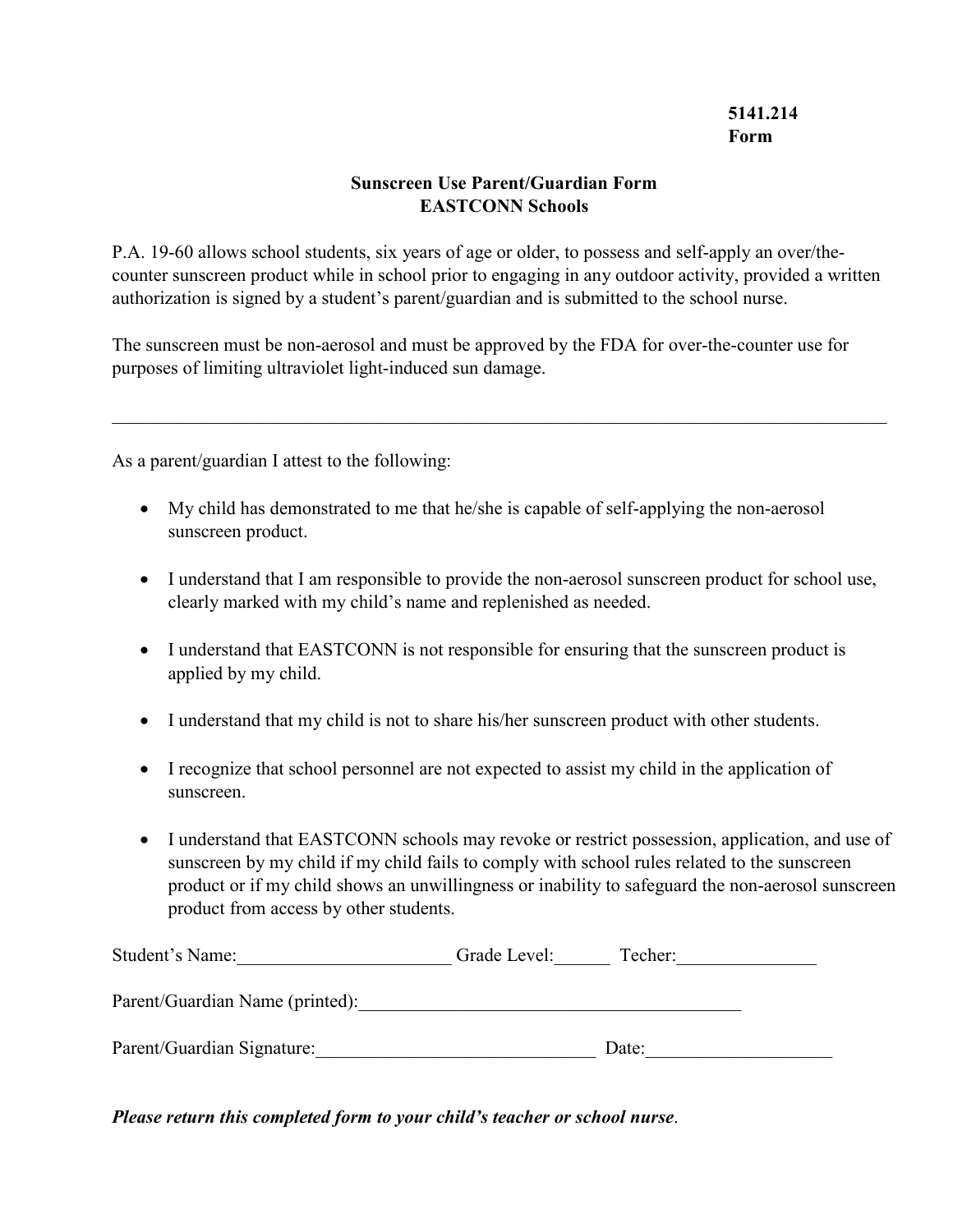**5141.214**
**Form**

**Sunscreen Use Parent/Guardian Form**
**EASTCONN Schools**

P.A. 19-60 allows school students, six years of age or older, to possess and self-apply an over/the-counter sunscreen product while in school prior to engaging in any outdoor activity, provided a written authorization is signed by a student's parent/guardian and is submitted to the school nurse.

The sunscreen must be non-aerosol and must be approved by the FDA for over-the-counter use for purposes of limiting ultraviolet light-induced sun damage.

---

As a parent/guardian I attest to the following:

- My child has demonstrated to me that he/she is capable of self-applying the non-aerosol sunscreen product.
- I understand that I am responsible to provide the non-aerosol sunscreen product for school use, clearly marked with my child's name and replenished as needed.
- I understand that EASTCONN is not responsible for ensuring that the sunscreen product is applied by my child.
- I understand that my child is not to share his/her sunscreen product with other students.
- I recognize that school personnel are not expected to assist my child in the application of sunscreen.
- I understand that EASTCONN schools may revoke or restrict possession, application, and use of sunscreen by my child if my child fails to comply with school rules related to the sunscreen product or if my child shows an unwillingness or inability to safeguard the non-aerosol sunscreen product from access by other students.

Student's Name:_______________________ Grade Level:______ Techer:_______________

Parent/Guardian Name (printed):__________________________________________

Parent/Guardian Signature:______________________________ Date:____________________

***Please return this completed form to your child's teacher or school nurse***.